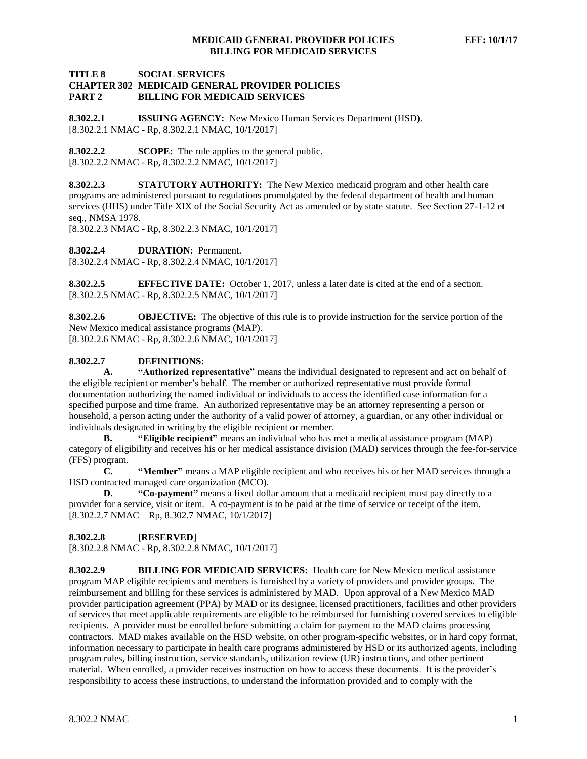# TITLE 8 SOCIAL SERVICES
## CHAPTER 302 MEDICAID GENERAL PROVIDER POLICIES
## PART 2 BILLING FOR MEDICAID SERVICES

**8.302.2.1 ISSUING AGENCY:** New Mexico Human Services Department (HSD).
[8.302.2.1 NMAC - Rp, 8.302.2.1 NMAC, 10/1/2017]

**8.302.2.2 SCOPE:** The rule applies to the general public.
[8.302.2.2 NMAC - Rp, 8.302.2.2 NMAC, 10/1/2017]

**8.302.2.3 STATUTORY AUTHORITY:** The New Mexico medicaid program and other health care programs are administered pursuant to regulations promulgated by the federal department of health and human services (HHS) under Title XIX of the Social Security Act as amended or by state statute. See Section 27-1-12 et seq., NMSA 1978.
[8.302.2.3 NMAC - Rp, 8.302.2.3 NMAC, 10/1/2017]

**8.302.2.4 DURATION:** Permanent.
[8.302.2.4 NMAC - Rp, 8.302.2.4 NMAC, 10/1/2017]

**8.302.2.5 EFFECTIVE DATE:** October 1, 2017, unless a later date is cited at the end of a section.
[8.302.2.5 NMAC - Rp, 8.302.2.5 NMAC, 10/1/2017]

**8.302.2.6 OBJECTIVE:** The objective of this rule is to provide instruction for the service portion of the New Mexico medical assistance programs (MAP).
[8.302.2.6 NMAC - Rp, 8.302.2.6 NMAC, 10/1/2017]

**8.302.2.7 DEFINITIONS:**

**A. "Authorized representative"** means the individual designated to represent and act on behalf of the eligible recipient or member's behalf. The member or authorized representative must provide formal documentation authorizing the named individual or individuals to access the identified case information for a specified purpose and time frame. An authorized representative may be an attorney representing a person or household, a person acting under the authority of a valid power of attorney, a guardian, or any other individual or individuals designated in writing by the eligible recipient or member.

**B. "Eligible recipient"** means an individual who has met a medical assistance program (MAP) category of eligibility and receives his or her medical assistance division (MAD) services through the fee-for-service (FFS) program.

**C. "Member"** means a MAP eligible recipient and who receives his or her MAD services through a HSD contracted managed care organization (MCO).

**D. "Co-payment"** means a fixed dollar amount that a medicaid recipient must pay directly to a provider for a service, visit or item. A co-payment is to be paid at the time of service or receipt of the item.
[8.302.2.7 NMAC – Rp, 8.302.7 NMAC, 10/1/2017]

**8.302.2.8 [RESERVED]**
[8.302.2.8 NMAC - Rp, 8.302.2.8 NMAC, 10/1/2017]

**8.302.2.9 BILLING FOR MEDICAID SERVICES:** Health care for New Mexico medical assistance program MAP eligible recipients and members is furnished by a variety of providers and provider groups. The reimbursement and billing for these services is administered by MAD. Upon approval of a New Mexico MAD provider participation agreement (PPA) by MAD or its designee, licensed practitioners, facilities and other providers of services that meet applicable requirements are eligible to be reimbursed for furnishing covered services to eligible recipients. A provider must be enrolled before submitting a claim for payment to the MAD claims processing contractors. MAD makes available on the HSD website, on other program-specific websites, or in hard copy format, information necessary to participate in health care programs administered by HSD or its authorized agents, including program rules, billing instruction, service standards, utilization review (UR) instructions, and other pertinent material. When enrolled, a provider receives instruction on how to access these documents. It is the provider's responsibility to access these instructions, to understand the information provided and to comply with the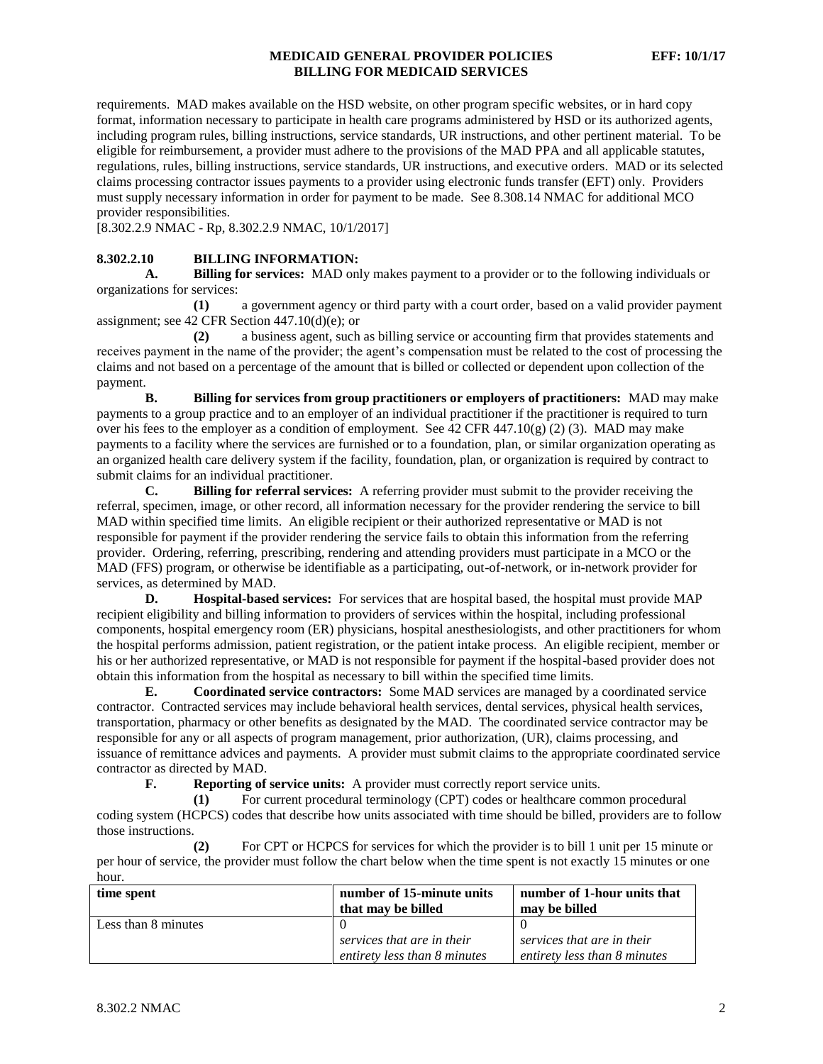requirements. MAD makes available on the HSD website, on other program specific websites, or in hard copy format, information necessary to participate in health care programs administered by HSD or its authorized agents, including program rules, billing instructions, service standards, UR instructions, and other pertinent material. To be eligible for reimbursement, a provider must adhere to the provisions of the MAD PPA and all applicable statutes, regulations, rules, billing instructions, service standards, UR instructions, and executive orders. MAD or its selected claims processing contractor issues payments to a provider using electronic funds transfer (EFT) only. Providers must supply necessary information in order for payment to be made. See 8.308.14 NMAC for additional MCO provider responsibilities.
[8.302.2.9 NMAC - Rp, 8.302.2.9 NMAC, 10/1/2017]

**8.302.2.10 BILLING INFORMATION:**

**A. Billing for services:** MAD only makes payment to a provider or to the following individuals or organizations for services:

**(1)** a government agency or third party with a court order, based on a valid provider payment assignment; see 42 CFR Section 447.10(d)(e); or

**(2)** a business agent, such as billing service or accounting firm that provides statements and receives payment in the name of the provider; the agent's compensation must be related to the cost of processing the claims and not based on a percentage of the amount that is billed or collected or dependent upon collection of the payment.

**B. Billing for services from group practitioners or employers of practitioners:** MAD may make payments to a group practice and to an employer of an individual practitioner if the practitioner is required to turn over his fees to the employer as a condition of employment. See 42 CFR 447.10(g) (2) (3). MAD may make payments to a facility where the services are furnished or to a foundation, plan, or similar organization operating as an organized health care delivery system if the facility, foundation, plan, or organization is required by contract to submit claims for an individual practitioner.

**C. Billing for referral services:** A referring provider must submit to the provider receiving the referral, specimen, image, or other record, all information necessary for the provider rendering the service to bill MAD within specified time limits. An eligible recipient or their authorized representative or MAD is not responsible for payment if the provider rendering the service fails to obtain this information from the referring provider. Ordering, referring, prescribing, rendering and attending providers must participate in a MCO or the MAD (FFS) program, or otherwise be identifiable as a participating, out-of-network, or in-network provider for services, as determined by MAD.

**D. Hospital-based services:** For services that are hospital based, the hospital must provide MAP recipient eligibility and billing information to providers of services within the hospital, including professional components, hospital emergency room (ER) physicians, hospital anesthesiologists, and other practitioners for whom the hospital performs admission, patient registration, or the patient intake process. An eligible recipient, member or his or her authorized representative, or MAD is not responsible for payment if the hospital-based provider does not obtain this information from the hospital as necessary to bill within the specified time limits.

**E. Coordinated service contractors:** Some MAD services are managed by a coordinated service contractor. Contracted services may include behavioral health services, dental services, physical health services, transportation, pharmacy or other benefits as designated by the MAD. The coordinated service contractor may be responsible for any or all aspects of program management, prior authorization, (UR), claims processing, and issuance of remittance advices and payments. A provider must submit claims to the appropriate coordinated service contractor as directed by MAD.

**F. Reporting of service units:** A provider must correctly report service units.

**(1)** For current procedural terminology (CPT) codes or healthcare common procedural coding system (HCPCS) codes that describe how units associated with time should be billed, providers are to follow those instructions.

**(2)** For CPT or HCPCS for services for which the provider is to bill 1 unit per 15 minute or per hour of service, the provider must follow the chart below when the time spent is not exactly 15 minutes or one hour.

| **time spent** | **number of 15-minute units that may be billed** | **number of 1-hour units that may be billed** |
|---|---|---|
| Less than 8 minutes | 0<br>*services that are in their entirety less than 8 minutes* | 0<br>*services that are in their entirety less than 8 minutes* |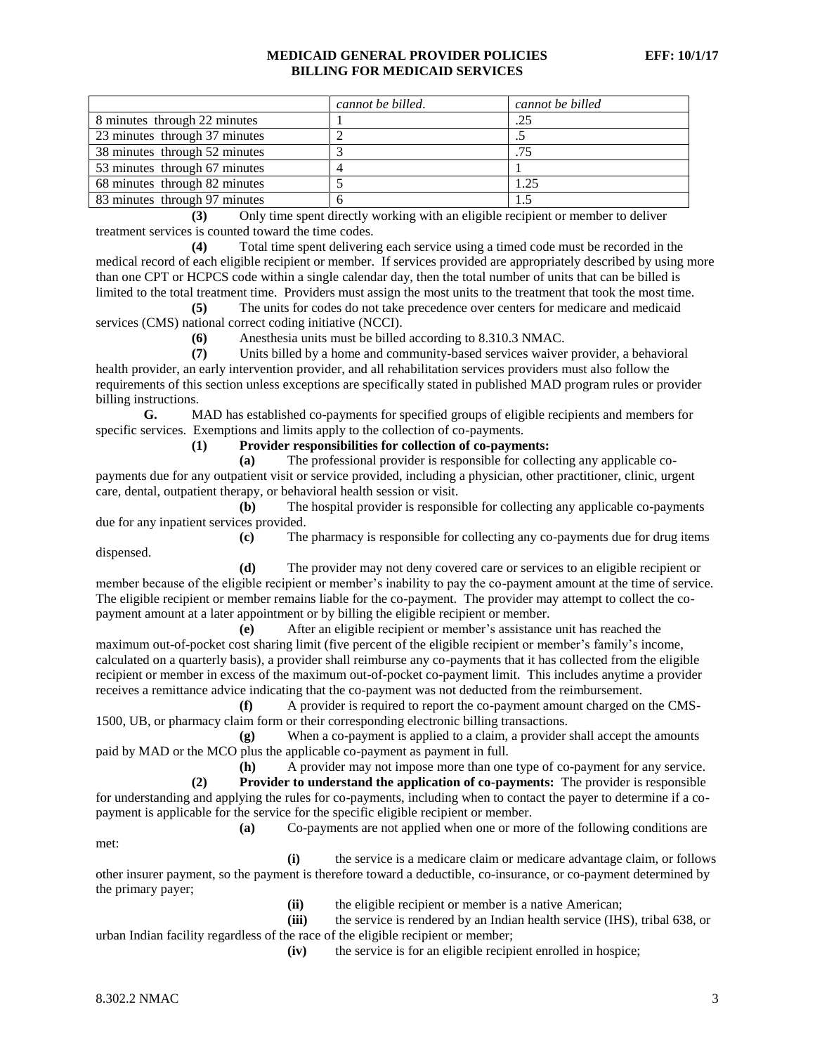| | *cannot be billed.* | *cannot be billed* |
|---|---|---|
| 8 minutes through 22 minutes | 1 | .25 |
| 23 minutes through 37 minutes | 2 | .5 |
| 38 minutes through 52 minutes | 3 | .75 |
| 53 minutes through 67 minutes | 4 | 1 |
| 68 minutes through 82 minutes | 5 | 1.25 |
| 83 minutes through 97 minutes | 6 | 1.5 |

**(3)** Only time spent directly working with an eligible recipient or member to deliver treatment services is counted toward the time codes.

**(4)** Total time spent delivering each service using a timed code must be recorded in the medical record of each eligible recipient or member. If services provided are appropriately described by using more than one CPT or HCPCS code within a single calendar day, then the total number of units that can be billed is limited to the total treatment time. Providers must assign the most units to the treatment that took the most time.

**(5)** The units for codes do not take precedence over centers for medicare and medicaid services (CMS) national correct coding initiative (NCCI).

**(6)** Anesthesia units must be billed according to 8.310.3 NMAC.

**(7)** Units billed by a home and community-based services waiver provider, a behavioral health provider, an early intervention provider, and all rehabilitation services providers must also follow the requirements of this section unless exceptions are specifically stated in published MAD program rules or provider billing instructions.

**G.** MAD has established co-payments for specified groups of eligible recipients and members for specific services. Exemptions and limits apply to the collection of co-payments.

**(1)** **Provider responsibilities for collection of co-payments:**

**(a)** The professional provider is responsible for collecting any applicable co-payments due for any outpatient visit or service provided, including a physician, other practitioner, clinic, urgent care, dental, outpatient therapy, or behavioral health session or visit.

**(b)** The hospital provider is responsible for collecting any applicable co-payments due for any inpatient services provided.

**(c)** The pharmacy is responsible for collecting any co-payments due for drug items dispensed.

**(d)** The provider may not deny covered care or services to an eligible recipient or member because of the eligible recipient or member's inability to pay the co-payment amount at the time of service. The eligible recipient or member remains liable for the co-payment. The provider may attempt to collect the co-payment amount at a later appointment or by billing the eligible recipient or member.

**(e)** After an eligible recipient or member's assistance unit has reached the maximum out-of-pocket cost sharing limit (five percent of the eligible recipient or member's family's income, calculated on a quarterly basis), a provider shall reimburse any co-payments that it has collected from the eligible recipient or member in excess of the maximum out-of-pocket co-payment limit. This includes anytime a provider receives a remittance advice indicating that the co-payment was not deducted from the reimbursement.

**(f)** A provider is required to report the co-payment amount charged on the CMS-1500, UB, or pharmacy claim form or their corresponding electronic billing transactions.

**(g)** When a co-payment is applied to a claim, a provider shall accept the amounts paid by MAD or the MCO plus the applicable co-payment as payment in full.

**(h)** A provider may not impose more than one type of co-payment for any service.

**(2)** **Provider to understand the application of co-payments:** The provider is responsible for understanding and applying the rules for co-payments, including when to contact the payer to determine if a co-payment is applicable for the service for the specific eligible recipient or member.

**(a)** Co-payments are not applied when one or more of the following conditions are met:

**(i)** the service is a medicare claim or medicare advantage claim, or follows other insurer payment, so the payment is therefore toward a deductible, co-insurance, or co-payment determined by the primary payer;

**(ii)** the eligible recipient or member is a native American;

**(iii)** the service is rendered by an Indian health service (IHS), tribal 638, or urban Indian facility regardless of the race of the eligible recipient or member;

**(iv)** the service is for an eligible recipient enrolled in hospice;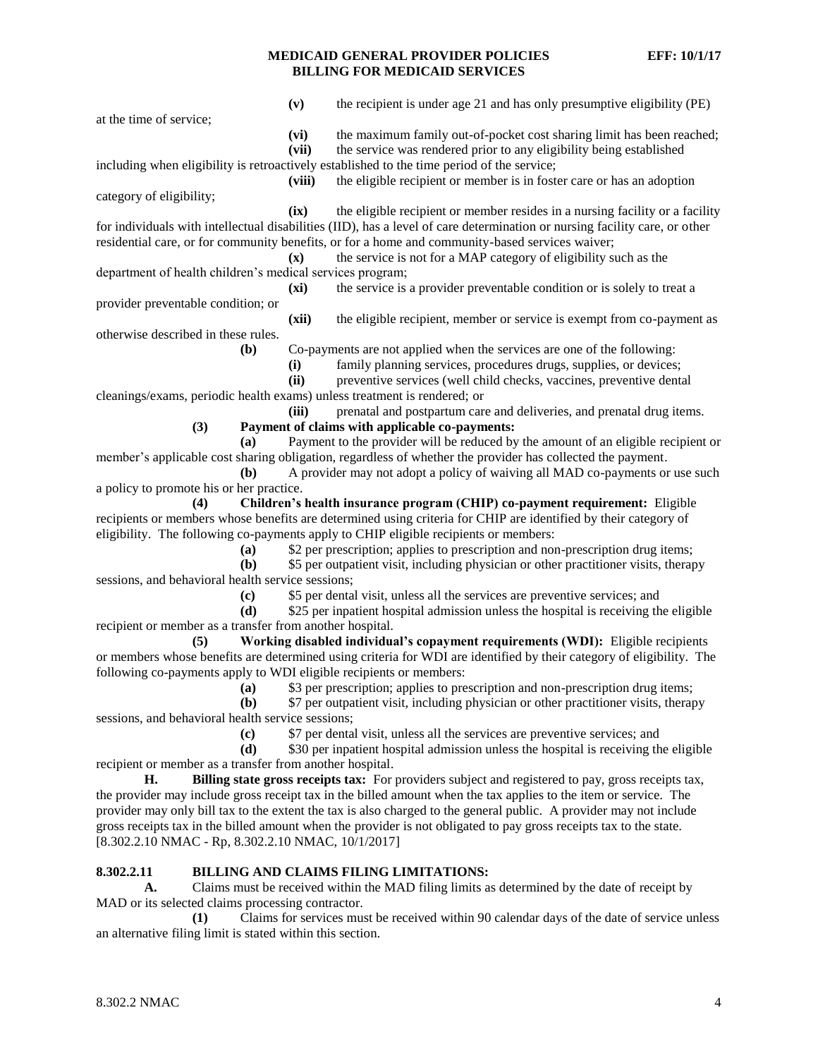**(v)** the recipient is under age 21 and has only presumptive eligibility (PE) at the time of service;

**(vi)** the maximum family out-of-pocket cost sharing limit has been reached;

**(vii)** the service was rendered prior to any eligibility being established including when eligibility is retroactively established to the time period of the service;

**(viii)** the eligible recipient or member is in foster care or has an adoption category of eligibility;

**(ix)** the eligible recipient or member resides in a nursing facility or a facility for individuals with intellectual disabilities (IID), has a level of care determination or nursing facility care, or other residential care, or for community benefits, or for a home and community-based services waiver;

**(x)** the service is not for a MAP category of eligibility such as the department of health children's medical services program;

**(xi)** the service is a provider preventable condition or is solely to treat a provider preventable condition; or

**(xii)** the eligible recipient, member or service is exempt from co-payment as otherwise described in these rules.

**(b)** Co-payments are not applied when the services are one of the following:

**(i)** family planning services, procedures drugs, supplies, or devices;

**(ii)** preventive services (well child checks, vaccines, preventive dental cleanings/exams, periodic health exams) unless treatment is rendered; or

**(iii)** prenatal and postpartum care and deliveries, and prenatal drug items.

**(3) Payment of claims with applicable co-payments:**

**(a)** Payment to the provider will be reduced by the amount of an eligible recipient or member's applicable cost sharing obligation, regardless of whether the provider has collected the payment.

**(b)** A provider may not adopt a policy of waiving all MAD co-payments or use such a policy to promote his or her practice.

**(4) Children's health insurance program (CHIP) co-payment requirement:** Eligible recipients or members whose benefits are determined using criteria for CHIP are identified by their category of eligibility. The following co-payments apply to CHIP eligible recipients or members:

**(a)** $2 per prescription; applies to prescription and non-prescription drug items;

**(b)** $5 per outpatient visit, including physician or other practitioner visits, therapy sessions, and behavioral health service sessions;

**(c)** $5 per dental visit, unless all the services are preventive services; and

**(d)** $25 per inpatient hospital admission unless the hospital is receiving the eligible recipient or member as a transfer from another hospital.

**(5) Working disabled individual's copayment requirements (WDI):** Eligible recipients or members whose benefits are determined using criteria for WDI are identified by their category of eligibility. The following co-payments apply to WDI eligible recipients or members:

**(a)** $3 per prescription; applies to prescription and non-prescription drug items;

**(b)** $7 per outpatient visit, including physician or other practitioner visits, therapy sessions, and behavioral health service sessions;

**(c)** $7 per dental visit, unless all the services are preventive services; and

**(d)** $30 per inpatient hospital admission unless the hospital is receiving the eligible recipient or member as a transfer from another hospital.

**H. Billing state gross receipts tax:** For providers subject and registered to pay, gross receipts tax, the provider may include gross receipt tax in the billed amount when the tax applies to the item or service. The provider may only bill tax to the extent the tax is also charged to the general public. A provider may not include gross receipts tax in the billed amount when the provider is not obligated to pay gross receipts tax to the state.
[8.302.2.10 NMAC - Rp, 8.302.2.10 NMAC, 10/1/2017]

## 8.302.2.11 BILLING AND CLAIMS FILING LIMITATIONS:

**A.** Claims must be received within the MAD filing limits as determined by the date of receipt by MAD or its selected claims processing contractor.

**(1)** Claims for services must be received within 90 calendar days of the date of service unless an alternative filing limit is stated within this section.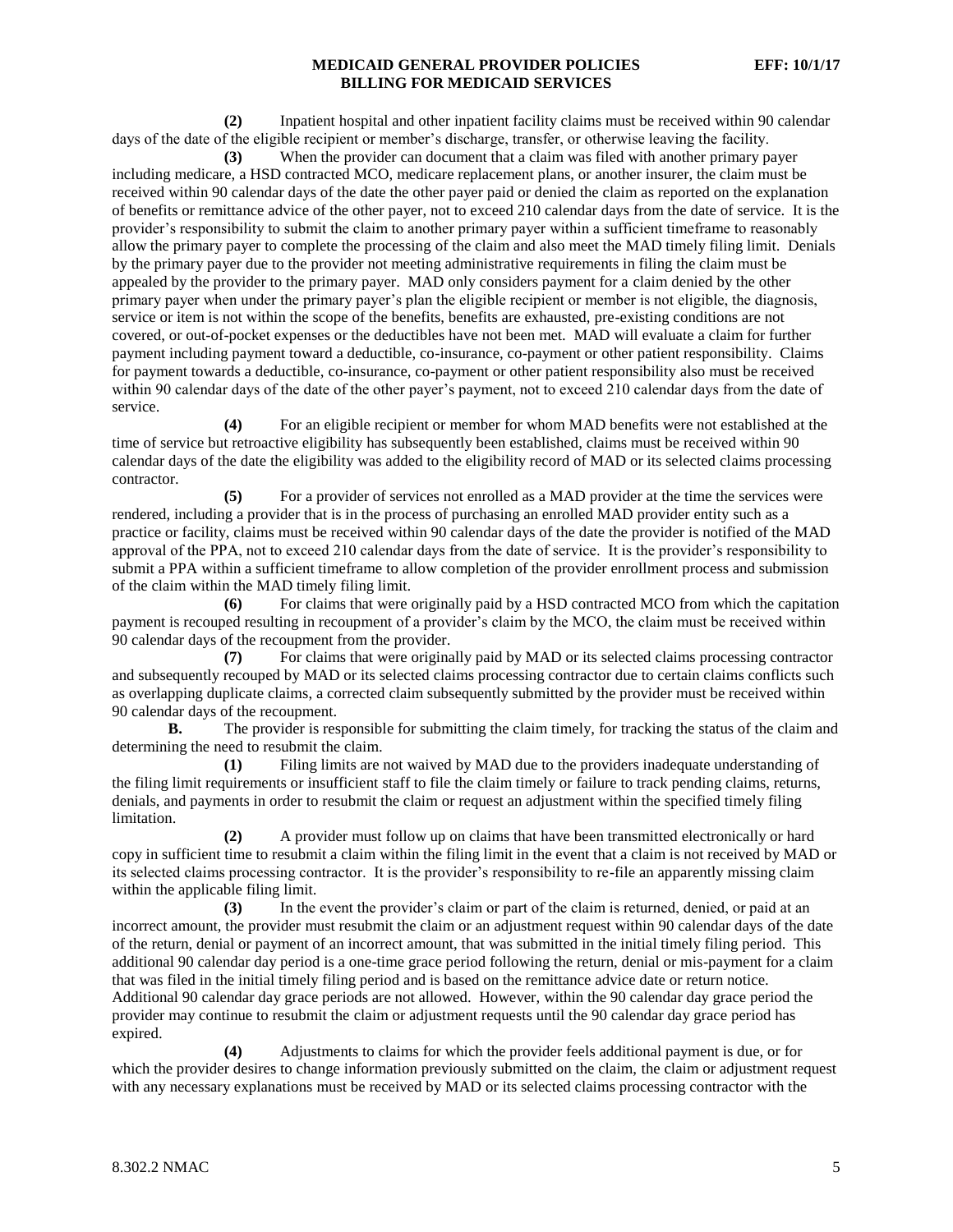**(2)** Inpatient hospital and other inpatient facility claims must be received within 90 calendar days of the date of the eligible recipient or member's discharge, transfer, or otherwise leaving the facility.

**(3)** When the provider can document that a claim was filed with another primary payer including medicare, a HSD contracted MCO, medicare replacement plans, or another insurer, the claim must be received within 90 calendar days of the date the other payer paid or denied the claim as reported on the explanation of benefits or remittance advice of the other payer, not to exceed 210 calendar days from the date of service. It is the provider's responsibility to submit the claim to another primary payer within a sufficient timeframe to reasonably allow the primary payer to complete the processing of the claim and also meet the MAD timely filing limit. Denials by the primary payer due to the provider not meeting administrative requirements in filing the claim must be appealed by the provider to the primary payer. MAD only considers payment for a claim denied by the other primary payer when under the primary payer's plan the eligible recipient or member is not eligible, the diagnosis, service or item is not within the scope of the benefits, benefits are exhausted, pre-existing conditions are not covered, or out-of-pocket expenses or the deductibles have not been met. MAD will evaluate a claim for further payment including payment toward a deductible, co-insurance, co-payment or other patient responsibility. Claims for payment towards a deductible, co-insurance, co-payment or other patient responsibility also must be received within 90 calendar days of the date of the other payer's payment, not to exceed 210 calendar days from the date of service.

**(4)** For an eligible recipient or member for whom MAD benefits were not established at the time of service but retroactive eligibility has subsequently been established, claims must be received within 90 calendar days of the date the eligibility was added to the eligibility record of MAD or its selected claims processing contractor.

**(5)** For a provider of services not enrolled as a MAD provider at the time the services were rendered, including a provider that is in the process of purchasing an enrolled MAD provider entity such as a practice or facility, claims must be received within 90 calendar days of the date the provider is notified of the MAD approval of the PPA, not to exceed 210 calendar days from the date of service. It is the provider's responsibility to submit a PPA within a sufficient timeframe to allow completion of the provider enrollment process and submission of the claim within the MAD timely filing limit.

**(6)** For claims that were originally paid by a HSD contracted MCO from which the capitation payment is recouped resulting in recoupment of a provider's claim by the MCO, the claim must be received within 90 calendar days of the recoupment from the provider.

**(7)** For claims that were originally paid by MAD or its selected claims processing contractor and subsequently recouped by MAD or its selected claims processing contractor due to certain claims conflicts such as overlapping duplicate claims, a corrected claim subsequently submitted by the provider must be received within 90 calendar days of the recoupment.

**B.** The provider is responsible for submitting the claim timely, for tracking the status of the claim and determining the need to resubmit the claim.

**(1)** Filing limits are not waived by MAD due to the providers inadequate understanding of the filing limit requirements or insufficient staff to file the claim timely or failure to track pending claims, returns, denials, and payments in order to resubmit the claim or request an adjustment within the specified timely filing limitation.

**(2)** A provider must follow up on claims that have been transmitted electronically or hard copy in sufficient time to resubmit a claim within the filing limit in the event that a claim is not received by MAD or its selected claims processing contractor. It is the provider's responsibility to re-file an apparently missing claim within the applicable filing limit.

**(3)** In the event the provider's claim or part of the claim is returned, denied, or paid at an incorrect amount, the provider must resubmit the claim or an adjustment request within 90 calendar days of the date of the return, denial or payment of an incorrect amount, that was submitted in the initial timely filing period. This additional 90 calendar day period is a one-time grace period following the return, denial or mis-payment for a claim that was filed in the initial timely filing period and is based on the remittance advice date or return notice. Additional 90 calendar day grace periods are not allowed. However, within the 90 calendar day grace period the provider may continue to resubmit the claim or adjustment requests until the 90 calendar day grace period has expired.

**(4)** Adjustments to claims for which the provider feels additional payment is due, or for which the provider desires to change information previously submitted on the claim, the claim or adjustment request with any necessary explanations must be received by MAD or its selected claims processing contractor with the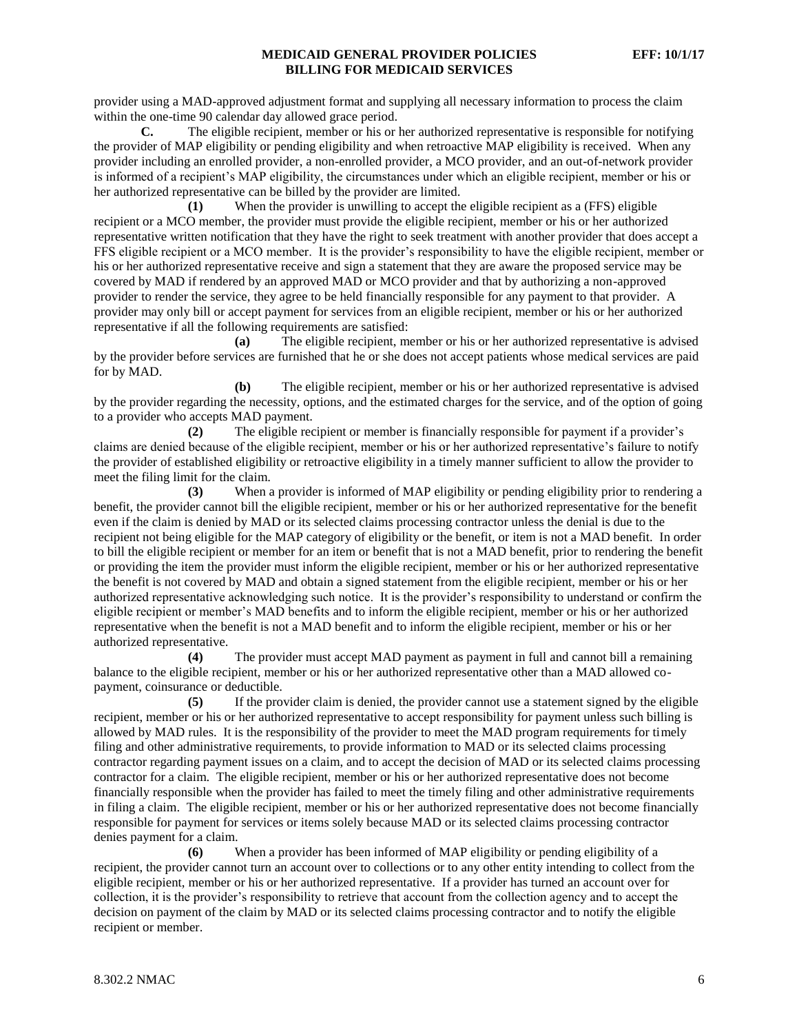provider using a MAD-approved adjustment format and supplying all necessary information to process the claim within the one-time 90 calendar day allowed grace period.

**C.** The eligible recipient, member or his or her authorized representative is responsible for notifying the provider of MAP eligibility or pending eligibility and when retroactive MAP eligibility is received. When any provider including an enrolled provider, a non-enrolled provider, a MCO provider, and an out-of-network provider is informed of a recipient's MAP eligibility, the circumstances under which an eligible recipient, member or his or her authorized representative can be billed by the provider are limited.

**(1)** When the provider is unwilling to accept the eligible recipient as a (FFS) eligible recipient or a MCO member, the provider must provide the eligible recipient, member or his or her authorized representative written notification that they have the right to seek treatment with another provider that does accept a FFS eligible recipient or a MCO member. It is the provider's responsibility to have the eligible recipient, member or his or her authorized representative receive and sign a statement that they are aware the proposed service may be covered by MAD if rendered by an approved MAD or MCO provider and that by authorizing a non-approved provider to render the service, they agree to be held financially responsible for any payment to that provider. A provider may only bill or accept payment for services from an eligible recipient, member or his or her authorized representative if all the following requirements are satisfied:

**(a)** The eligible recipient, member or his or her authorized representative is advised by the provider before services are furnished that he or she does not accept patients whose medical services are paid for by MAD.

**(b)** The eligible recipient, member or his or her authorized representative is advised by the provider regarding the necessity, options, and the estimated charges for the service, and of the option of going to a provider who accepts MAD payment.

**(2)** The eligible recipient or member is financially responsible for payment if a provider's claims are denied because of the eligible recipient, member or his or her authorized representative's failure to notify the provider of established eligibility or retroactive eligibility in a timely manner sufficient to allow the provider to meet the filing limit for the claim.

**(3)** When a provider is informed of MAP eligibility or pending eligibility prior to rendering a benefit, the provider cannot bill the eligible recipient, member or his or her authorized representative for the benefit even if the claim is denied by MAD or its selected claims processing contractor unless the denial is due to the recipient not being eligible for the MAP category of eligibility or the benefit, or item is not a MAD benefit. In order to bill the eligible recipient or member for an item or benefit that is not a MAD benefit, prior to rendering the benefit or providing the item the provider must inform the eligible recipient, member or his or her authorized representative the benefit is not covered by MAD and obtain a signed statement from the eligible recipient, member or his or her authorized representative acknowledging such notice. It is the provider's responsibility to understand or confirm the eligible recipient or member's MAD benefits and to inform the eligible recipient, member or his or her authorized representative when the benefit is not a MAD benefit and to inform the eligible recipient, member or his or her authorized representative.

**(4)** The provider must accept MAD payment as payment in full and cannot bill a remaining balance to the eligible recipient, member or his or her authorized representative other than a MAD allowed co-payment, coinsurance or deductible.

**(5)** If the provider claim is denied, the provider cannot use a statement signed by the eligible recipient, member or his or her authorized representative to accept responsibility for payment unless such billing is allowed by MAD rules. It is the responsibility of the provider to meet the MAD program requirements for timely filing and other administrative requirements, to provide information to MAD or its selected claims processing contractor regarding payment issues on a claim, and to accept the decision of MAD or its selected claims processing contractor for a claim. The eligible recipient, member or his or her authorized representative does not become financially responsible when the provider has failed to meet the timely filing and other administrative requirements in filing a claim. The eligible recipient, member or his or her authorized representative does not become financially responsible for payment for services or items solely because MAD or its selected claims processing contractor denies payment for a claim.

**(6)** When a provider has been informed of MAP eligibility or pending eligibility of a recipient, the provider cannot turn an account over to collections or to any other entity intending to collect from the eligible recipient, member or his or her authorized representative. If a provider has turned an account over for collection, it is the provider's responsibility to retrieve that account from the collection agency and to accept the decision on payment of the claim by MAD or its selected claims processing contractor and to notify the eligible recipient or member.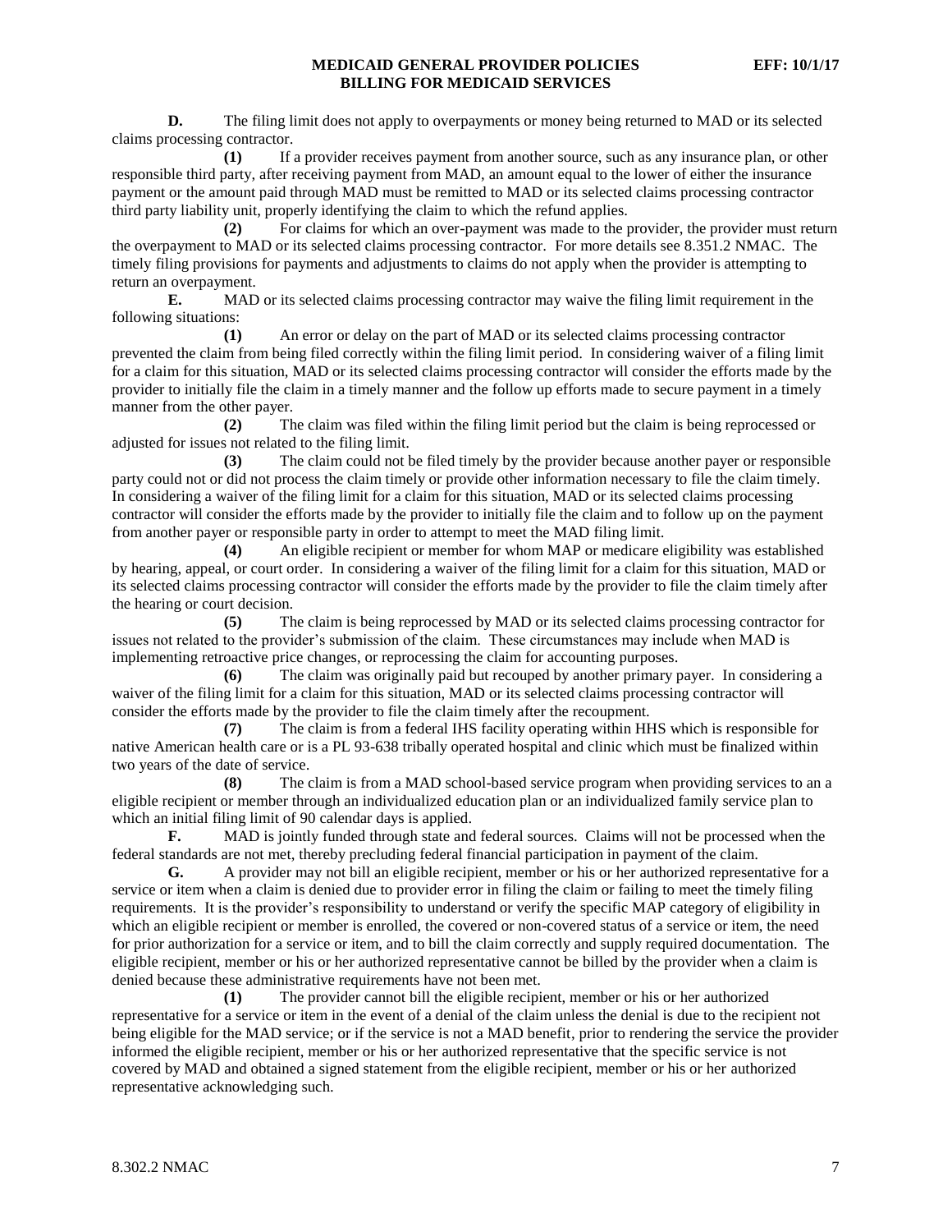**D.** The filing limit does not apply to overpayments or money being returned to MAD or its selected claims processing contractor.

**(1)** If a provider receives payment from another source, such as any insurance plan, or other responsible third party, after receiving payment from MAD, an amount equal to the lower of either the insurance payment or the amount paid through MAD must be remitted to MAD or its selected claims processing contractor third party liability unit, properly identifying the claim to which the refund applies.

**(2)** For claims for which an over-payment was made to the provider, the provider must return the overpayment to MAD or its selected claims processing contractor. For more details see 8.351.2 NMAC. The timely filing provisions for payments and adjustments to claims do not apply when the provider is attempting to return an overpayment.

**E.** MAD or its selected claims processing contractor may waive the filing limit requirement in the following situations:

**(1)** An error or delay on the part of MAD or its selected claims processing contractor prevented the claim from being filed correctly within the filing limit period. In considering waiver of a filing limit for a claim for this situation, MAD or its selected claims processing contractor will consider the efforts made by the provider to initially file the claim in a timely manner and the follow up efforts made to secure payment in a timely manner from the other payer.

**(2)** The claim was filed within the filing limit period but the claim is being reprocessed or adjusted for issues not related to the filing limit.

**(3)** The claim could not be filed timely by the provider because another payer or responsible party could not or did not process the claim timely or provide other information necessary to file the claim timely. In considering a waiver of the filing limit for a claim for this situation, MAD or its selected claims processing contractor will consider the efforts made by the provider to initially file the claim and to follow up on the payment from another payer or responsible party in order to attempt to meet the MAD filing limit.

**(4)** An eligible recipient or member for whom MAP or medicare eligibility was established by hearing, appeal, or court order. In considering a waiver of the filing limit for a claim for this situation, MAD or its selected claims processing contractor will consider the efforts made by the provider to file the claim timely after the hearing or court decision.

**(5)** The claim is being reprocessed by MAD or its selected claims processing contractor for issues not related to the provider's submission of the claim. These circumstances may include when MAD is implementing retroactive price changes, or reprocessing the claim for accounting purposes.

**(6)** The claim was originally paid but recouped by another primary payer. In considering a waiver of the filing limit for a claim for this situation, MAD or its selected claims processing contractor will consider the efforts made by the provider to file the claim timely after the recoupment.

**(7)** The claim is from a federal IHS facility operating within HHS which is responsible for native American health care or is a PL 93-638 tribally operated hospital and clinic which must be finalized within two years of the date of service.

**(8)** The claim is from a MAD school-based service program when providing services to an a eligible recipient or member through an individualized education plan or an individualized family service plan to which an initial filing limit of 90 calendar days is applied.

**F.** MAD is jointly funded through state and federal sources. Claims will not be processed when the federal standards are not met, thereby precluding federal financial participation in payment of the claim.

**G.** A provider may not bill an eligible recipient, member or his or her authorized representative for a service or item when a claim is denied due to provider error in filing the claim or failing to meet the timely filing requirements. It is the provider's responsibility to understand or verify the specific MAP category of eligibility in which an eligible recipient or member is enrolled, the covered or non-covered status of a service or item, the need for prior authorization for a service or item, and to bill the claim correctly and supply required documentation. The eligible recipient, member or his or her authorized representative cannot be billed by the provider when a claim is denied because these administrative requirements have not been met.

**(1)** The provider cannot bill the eligible recipient, member or his or her authorized representative for a service or item in the event of a denial of the claim unless the denial is due to the recipient not being eligible for the MAD service; or if the service is not a MAD benefit, prior to rendering the service the provider informed the eligible recipient, member or his or her authorized representative that the specific service is not covered by MAD and obtained a signed statement from the eligible recipient, member or his or her authorized representative acknowledging such.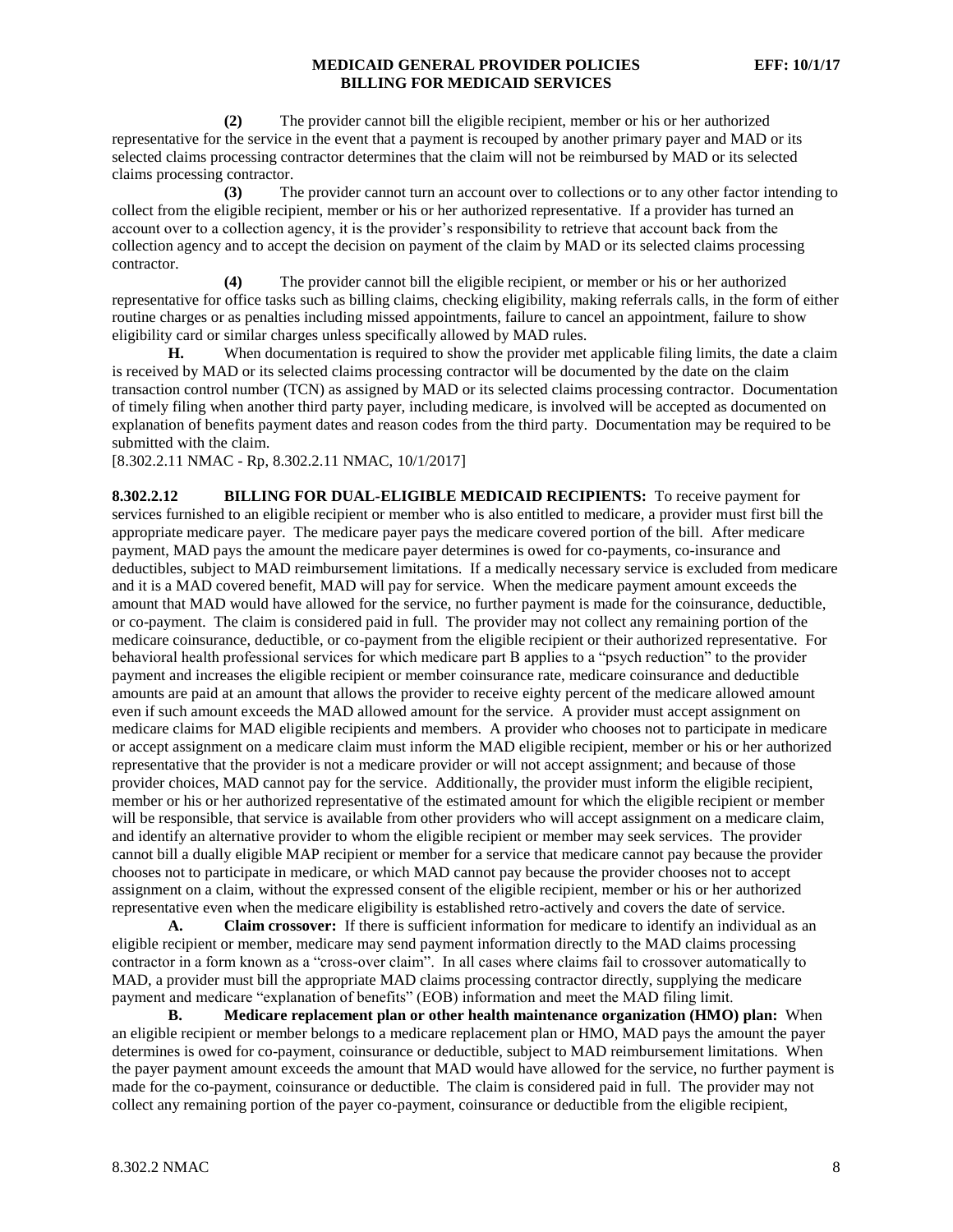**(2)** The provider cannot bill the eligible recipient, member or his or her authorized representative for the service in the event that a payment is recouped by another primary payer and MAD or its selected claims processing contractor determines that the claim will not be reimbursed by MAD or its selected claims processing contractor.

**(3)** The provider cannot turn an account over to collections or to any other factor intending to collect from the eligible recipient, member or his or her authorized representative. If a provider has turned an account over to a collection agency, it is the provider's responsibility to retrieve that account back from the collection agency and to accept the decision on payment of the claim by MAD or its selected claims processing contractor.

**(4)** The provider cannot bill the eligible recipient, or member or his or her authorized representative for office tasks such as billing claims, checking eligibility, making referrals calls, in the form of either routine charges or as penalties including missed appointments, failure to cancel an appointment, failure to show eligibility card or similar charges unless specifically allowed by MAD rules.

**H.** When documentation is required to show the provider met applicable filing limits, the date a claim is received by MAD or its selected claims processing contractor will be documented by the date on the claim transaction control number (TCN) as assigned by MAD or its selected claims processing contractor. Documentation of timely filing when another third party payer, including medicare, is involved will be accepted as documented on explanation of benefits payment dates and reason codes from the third party. Documentation may be required to be submitted with the claim.

[8.302.2.11 NMAC - Rp, 8.302.2.11 NMAC, 10/1/2017]

**8.302.2.12 BILLING FOR DUAL-ELIGIBLE MEDICAID RECIPIENTS:** To receive payment for services furnished to an eligible recipient or member who is also entitled to medicare, a provider must first bill the appropriate medicare payer. The medicare payer pays the medicare covered portion of the bill. After medicare payment, MAD pays the amount the medicare payer determines is owed for co-payments, co-insurance and deductibles, subject to MAD reimbursement limitations. If a medically necessary service is excluded from medicare and it is a MAD covered benefit, MAD will pay for service. When the medicare payment amount exceeds the amount that MAD would have allowed for the service, no further payment is made for the coinsurance, deductible, or co-payment. The claim is considered paid in full. The provider may not collect any remaining portion of the medicare coinsurance, deductible, or co-payment from the eligible recipient or their authorized representative. For behavioral health professional services for which medicare part B applies to a "psych reduction" to the provider payment and increases the eligible recipient or member coinsurance rate, medicare coinsurance and deductible amounts are paid at an amount that allows the provider to receive eighty percent of the medicare allowed amount even if such amount exceeds the MAD allowed amount for the service. A provider must accept assignment on medicare claims for MAD eligible recipients and members. A provider who chooses not to participate in medicare or accept assignment on a medicare claim must inform the MAD eligible recipient, member or his or her authorized representative that the provider is not a medicare provider or will not accept assignment; and because of those provider choices, MAD cannot pay for the service. Additionally, the provider must inform the eligible recipient, member or his or her authorized representative of the estimated amount for which the eligible recipient or member will be responsible, that service is available from other providers who will accept assignment on a medicare claim, and identify an alternative provider to whom the eligible recipient or member may seek services. The provider cannot bill a dually eligible MAP recipient or member for a service that medicare cannot pay because the provider chooses not to participate in medicare, or which MAD cannot pay because the provider chooses not to accept assignment on a claim, without the expressed consent of the eligible recipient, member or his or her authorized representative even when the medicare eligibility is established retro-actively and covers the date of service.

**A. Claim crossover:** If there is sufficient information for medicare to identify an individual as an eligible recipient or member, medicare may send payment information directly to the MAD claims processing contractor in a form known as a "cross-over claim". In all cases where claims fail to crossover automatically to MAD, a provider must bill the appropriate MAD claims processing contractor directly, supplying the medicare payment and medicare "explanation of benefits" (EOB) information and meet the MAD filing limit.

**B. Medicare replacement plan or other health maintenance organization (HMO) plan:** When an eligible recipient or member belongs to a medicare replacement plan or HMO, MAD pays the amount the payer determines is owed for co-payment, coinsurance or deductible, subject to MAD reimbursement limitations. When the payer payment amount exceeds the amount that MAD would have allowed for the service, no further payment is made for the co-payment, coinsurance or deductible. The claim is considered paid in full. The provider may not collect any remaining portion of the payer co-payment, coinsurance or deductible from the eligible recipient,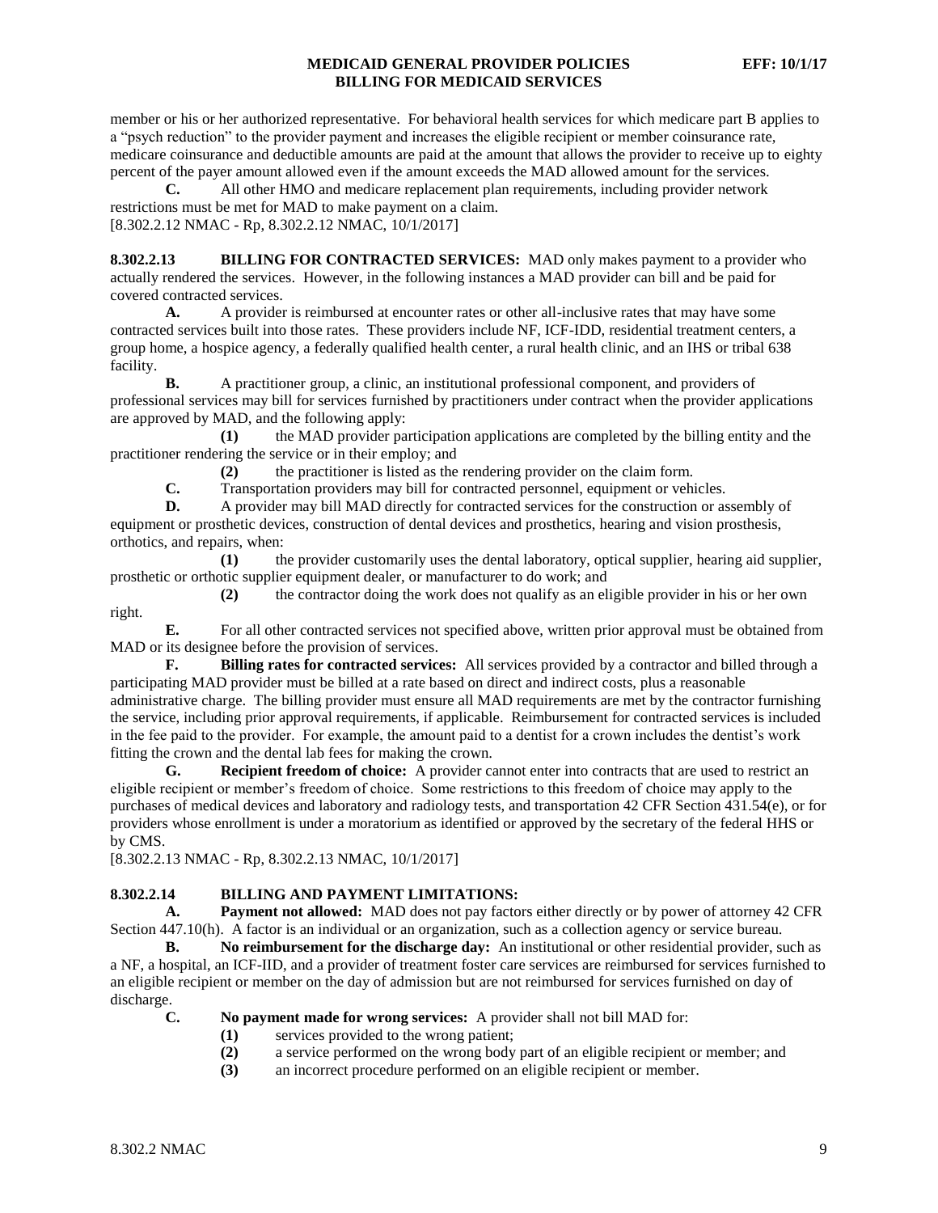member or his or her authorized representative. For behavioral health services for which medicare part B applies to a "psych reduction" to the provider payment and increases the eligible recipient or member coinsurance rate, medicare coinsurance and deductible amounts are paid at the amount that allows the provider to receive up to eighty percent of the payer amount allowed even if the amount exceeds the MAD allowed amount for the services.

**C.** All other HMO and medicare replacement plan requirements, including provider network restrictions must be met for MAD to make payment on a claim.
[8.302.2.12 NMAC - Rp, 8.302.2.12 NMAC, 10/1/2017]

**8.302.2.13 BILLING FOR CONTRACTED SERVICES:** MAD only makes payment to a provider who actually rendered the services. However, in the following instances a MAD provider can bill and be paid for covered contracted services.

**A.** A provider is reimbursed at encounter rates or other all-inclusive rates that may have some contracted services built into those rates. These providers include NF, ICF-IDD, residential treatment centers, a group home, a hospice agency, a federally qualified health center, a rural health clinic, and an IHS or tribal 638 facility.

**B.** A practitioner group, a clinic, an institutional professional component, and providers of professional services may bill for services furnished by practitioners under contract when the provider applications are approved by MAD, and the following apply:

**(1)** the MAD provider participation applications are completed by the billing entity and the practitioner rendering the service or in their employ; and

**(2)** the practitioner is listed as the rendering provider on the claim form.

**C.** Transportation providers may bill for contracted personnel, equipment or vehicles.

**D.** A provider may bill MAD directly for contracted services for the construction or assembly of equipment or prosthetic devices, construction of dental devices and prosthetics, hearing and vision prosthesis, orthotics, and repairs, when:

**(1)** the provider customarily uses the dental laboratory, optical supplier, hearing aid supplier, prosthetic or orthotic supplier equipment dealer, or manufacturer to do work; and

**(2)** the contractor doing the work does not qualify as an eligible provider in his or her own right.

**E.** For all other contracted services not specified above, written prior approval must be obtained from MAD or its designee before the provision of services.

**F. Billing rates for contracted services:** All services provided by a contractor and billed through a participating MAD provider must be billed at a rate based on direct and indirect costs, plus a reasonable administrative charge. The billing provider must ensure all MAD requirements are met by the contractor furnishing the service, including prior approval requirements, if applicable. Reimbursement for contracted services is included in the fee paid to the provider. For example, the amount paid to a dentist for a crown includes the dentist's work fitting the crown and the dental lab fees for making the crown.

**G. Recipient freedom of choice:** A provider cannot enter into contracts that are used to restrict an eligible recipient or member's freedom of choice. Some restrictions to this freedom of choice may apply to the purchases of medical devices and laboratory and radiology tests, and transportation 42 CFR Section 431.54(e), or for providers whose enrollment is under a moratorium as identified or approved by the secretary of the federal HHS or by CMS.
[8.302.2.13 NMAC - Rp, 8.302.2.13 NMAC, 10/1/2017]

**8.302.2.14 BILLING AND PAYMENT LIMITATIONS:**

**A. Payment not allowed:** MAD does not pay factors either directly or by power of attorney 42 CFR Section 447.10(h). A factor is an individual or an organization, such as a collection agency or service bureau.

**B. No reimbursement for the discharge day:** An institutional or other residential provider, such as a NF, a hospital, an ICF-IID, and a provider of treatment foster care services are reimbursed for services furnished to an eligible recipient or member on the day of admission but are not reimbursed for services furnished on day of discharge.

**C. No payment made for wrong services:** A provider shall not bill MAD for:

**(1)** services provided to the wrong patient;

**(2)** a service performed on the wrong body part of an eligible recipient or member; and

**(3)** an incorrect procedure performed on an eligible recipient or member.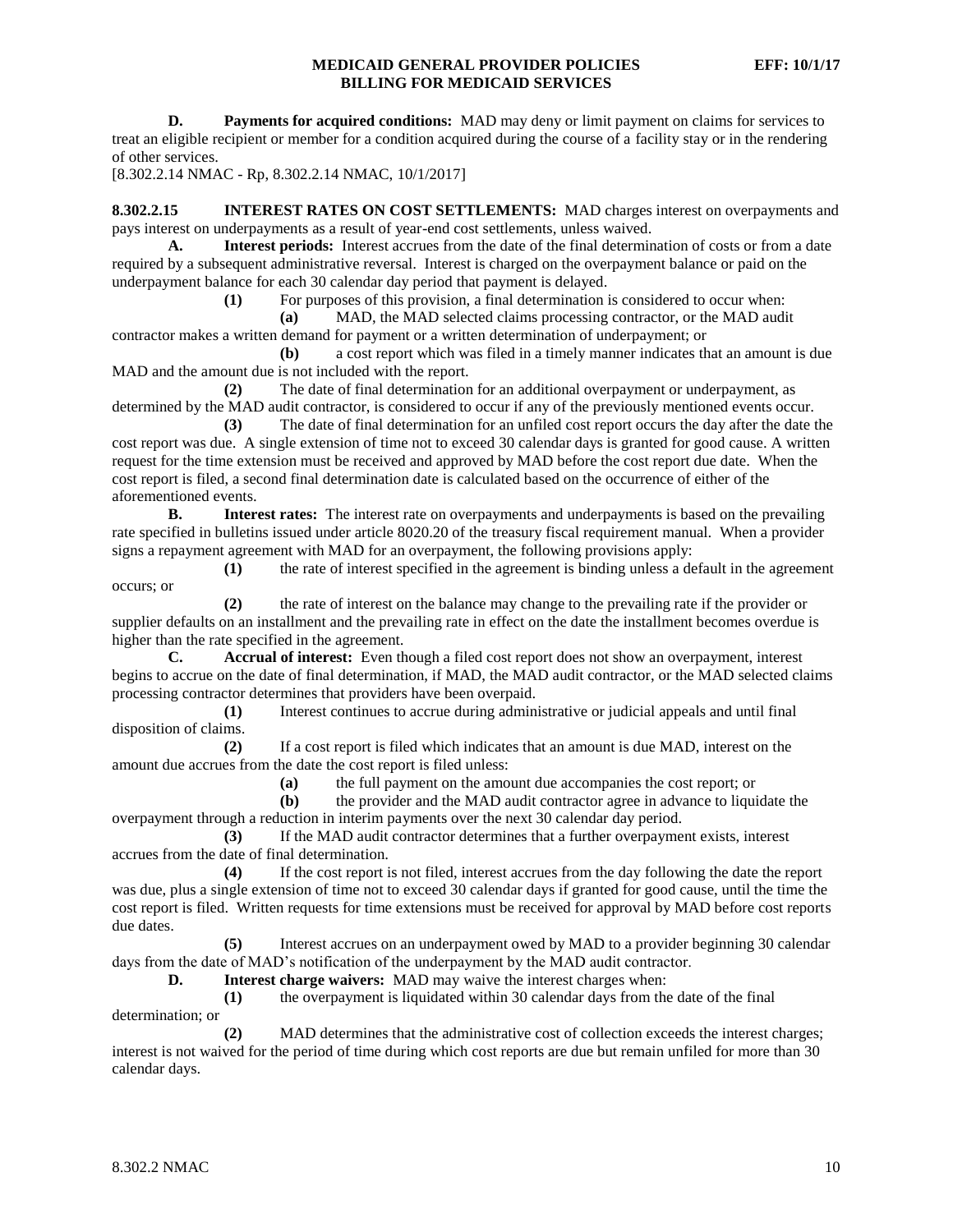**D. Payments for acquired conditions:** MAD may deny or limit payment on claims for services to treat an eligible recipient or member for a condition acquired during the course of a facility stay or in the rendering of other services.

[8.302.2.14 NMAC - Rp, 8.302.2.14 NMAC, 10/1/2017]

**8.302.2.15 INTEREST RATES ON COST SETTLEMENTS:** MAD charges interest on overpayments and pays interest on underpayments as a result of year-end cost settlements, unless waived.

**A. Interest periods:** Interest accrues from the date of the final determination of costs or from a date required by a subsequent administrative reversal. Interest is charged on the overpayment balance or paid on the underpayment balance for each 30 calendar day period that payment is delayed.

**(1)** For purposes of this provision, a final determination is considered to occur when:

**(a)** MAD, the MAD selected claims processing contractor, or the MAD audit contractor makes a written demand for payment or a written determination of underpayment; or

**(b)** a cost report which was filed in a timely manner indicates that an amount is due MAD and the amount due is not included with the report.

**(2)** The date of final determination for an additional overpayment or underpayment, as determined by the MAD audit contractor, is considered to occur if any of the previously mentioned events occur.

**(3)** The date of final determination for an unfiled cost report occurs the day after the date the cost report was due. A single extension of time not to exceed 30 calendar days is granted for good cause. A written request for the time extension must be received and approved by MAD before the cost report due date. When the cost report is filed, a second final determination date is calculated based on the occurrence of either of the aforementioned events.

**B. Interest rates:** The interest rate on overpayments and underpayments is based on the prevailing rate specified in bulletins issued under article 8020.20 of the treasury fiscal requirement manual. When a provider signs a repayment agreement with MAD for an overpayment, the following provisions apply:

**(1)** the rate of interest specified in the agreement is binding unless a default in the agreement occurs; or

**(2)** the rate of interest on the balance may change to the prevailing rate if the provider or supplier defaults on an installment and the prevailing rate in effect on the date the installment becomes overdue is higher than the rate specified in the agreement.

**C. Accrual of interest:** Even though a filed cost report does not show an overpayment, interest begins to accrue on the date of final determination, if MAD, the MAD audit contractor, or the MAD selected claims processing contractor determines that providers have been overpaid.

**(1)** Interest continues to accrue during administrative or judicial appeals and until final disposition of claims.

**(2)** If a cost report is filed which indicates that an amount is due MAD, interest on the amount due accrues from the date the cost report is filed unless:

**(a)** the full payment on the amount due accompanies the cost report; or

**(b)** the provider and the MAD audit contractor agree in advance to liquidate the overpayment through a reduction in interim payments over the next 30 calendar day period.

**(3)** If the MAD audit contractor determines that a further overpayment exists, interest accrues from the date of final determination.

**(4)** If the cost report is not filed, interest accrues from the day following the date the report was due, plus a single extension of time not to exceed 30 calendar days if granted for good cause, until the time the cost report is filed. Written requests for time extensions must be received for approval by MAD before cost reports due dates.

**(5)** Interest accrues on an underpayment owed by MAD to a provider beginning 30 calendar days from the date of MAD's notification of the underpayment by the MAD audit contractor.

**D. Interest charge waivers:** MAD may waive the interest charges when:

**(1)** the overpayment is liquidated within 30 calendar days from the date of the final determination; or

**(2)** MAD determines that the administrative cost of collection exceeds the interest charges; interest is not waived for the period of time during which cost reports are due but remain unfiled for more than 30 calendar days.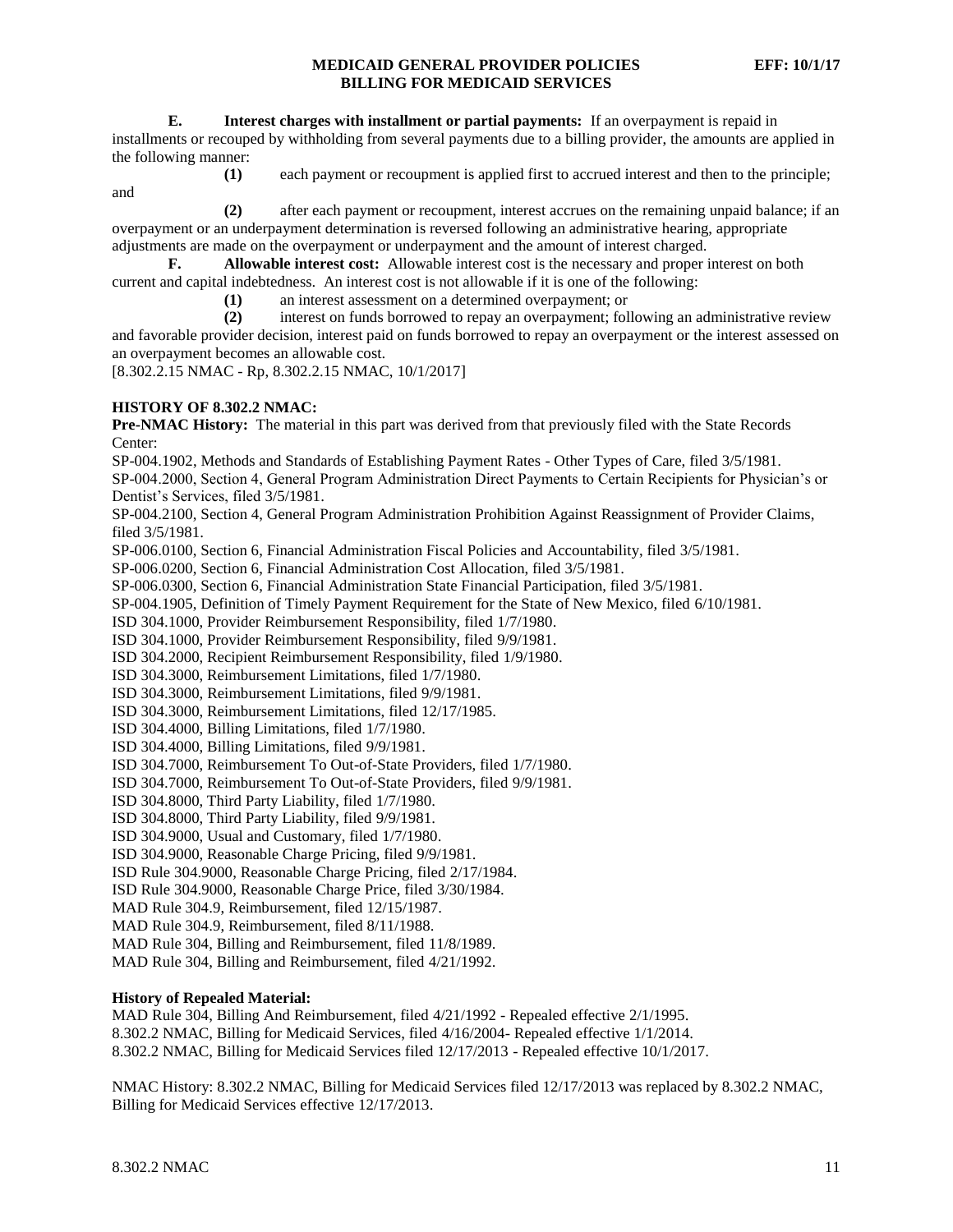**E. Interest charges with installment or partial payments:** If an overpayment is repaid in installments or recouped by withholding from several payments due to a billing provider, the amounts are applied in the following manner:

**(1)** each payment or recoupment is applied first to accrued interest and then to the principle; and

**(2)** after each payment or recoupment, interest accrues on the remaining unpaid balance; if an overpayment or an underpayment determination is reversed following an administrative hearing, appropriate adjustments are made on the overpayment or underpayment and the amount of interest charged.

**F. Allowable interest cost:** Allowable interest cost is the necessary and proper interest on both current and capital indebtedness. An interest cost is not allowable if it is one of the following:

**(1)** an interest assessment on a determined overpayment; or

**(2)** interest on funds borrowed to repay an overpayment; following an administrative review and favorable provider decision, interest paid on funds borrowed to repay an overpayment or the interest assessed on an overpayment becomes an allowable cost.

[8.302.2.15 NMAC - Rp, 8.302.2.15 NMAC, 10/1/2017]

**HISTORY OF 8.302.2 NMAC:**

**Pre-NMAC History:** The material in this part was derived from that previously filed with the State Records Center:

SP-004.1902, Methods and Standards of Establishing Payment Rates - Other Types of Care, filed 3/5/1981.
SP-004.2000, Section 4, General Program Administration Direct Payments to Certain Recipients for Physician's or Dentist's Services, filed 3/5/1981.
SP-004.2100, Section 4, General Program Administration Prohibition Against Reassignment of Provider Claims, filed 3/5/1981.
SP-006.0100, Section 6, Financial Administration Fiscal Policies and Accountability, filed 3/5/1981.
SP-006.0200, Section 6, Financial Administration Cost Allocation, filed 3/5/1981.
SP-006.0300, Section 6, Financial Administration State Financial Participation, filed 3/5/1981.
SP-004.1905, Definition of Timely Payment Requirement for the State of New Mexico, filed 6/10/1981.
ISD 304.1000, Provider Reimbursement Responsibility, filed 1/7/1980.
ISD 304.1000, Provider Reimbursement Responsibility, filed 9/9/1981.
ISD 304.2000, Recipient Reimbursement Responsibility, filed 1/9/1980.
ISD 304.3000, Reimbursement Limitations, filed 1/7/1980.
ISD 304.3000, Reimbursement Limitations, filed 9/9/1981.
ISD 304.3000, Reimbursement Limitations, filed 12/17/1985.
ISD 304.4000, Billing Limitations, filed 1/7/1980.
ISD 304.4000, Billing Limitations, filed 9/9/1981.
ISD 304.7000, Reimbursement To Out-of-State Providers, filed 1/7/1980.
ISD 304.7000, Reimbursement To Out-of-State Providers, filed 9/9/1981.
ISD 304.8000, Third Party Liability, filed 1/7/1980.
ISD 304.8000, Third Party Liability, filed 9/9/1981.
ISD 304.9000, Usual and Customary, filed 1/7/1980.
ISD 304.9000, Reasonable Charge Pricing, filed 9/9/1981.
ISD Rule 304.9000, Reasonable Charge Pricing, filed 2/17/1984.
ISD Rule 304.9000, Reasonable Charge Price, filed 3/30/1984.
MAD Rule 304.9, Reimbursement, filed 12/15/1987.
MAD Rule 304.9, Reimbursement, filed 8/11/1988.
MAD Rule 304, Billing and Reimbursement, filed 11/8/1989.
MAD Rule 304, Billing and Reimbursement, filed 4/21/1992.

**History of Repealed Material:**

MAD Rule 304, Billing And Reimbursement, filed 4/21/1992 - Repealed effective 2/1/1995.
8.302.2 NMAC, Billing for Medicaid Services, filed 4/16/2004- Repealed effective 1/1/2014.
8.302.2 NMAC, Billing for Medicaid Services filed 12/17/2013 - Repealed effective 10/1/2017.

NMAC History: 8.302.2 NMAC, Billing for Medicaid Services filed 12/17/2013 was replaced by 8.302.2 NMAC, Billing for Medicaid Services effective 12/17/2013.